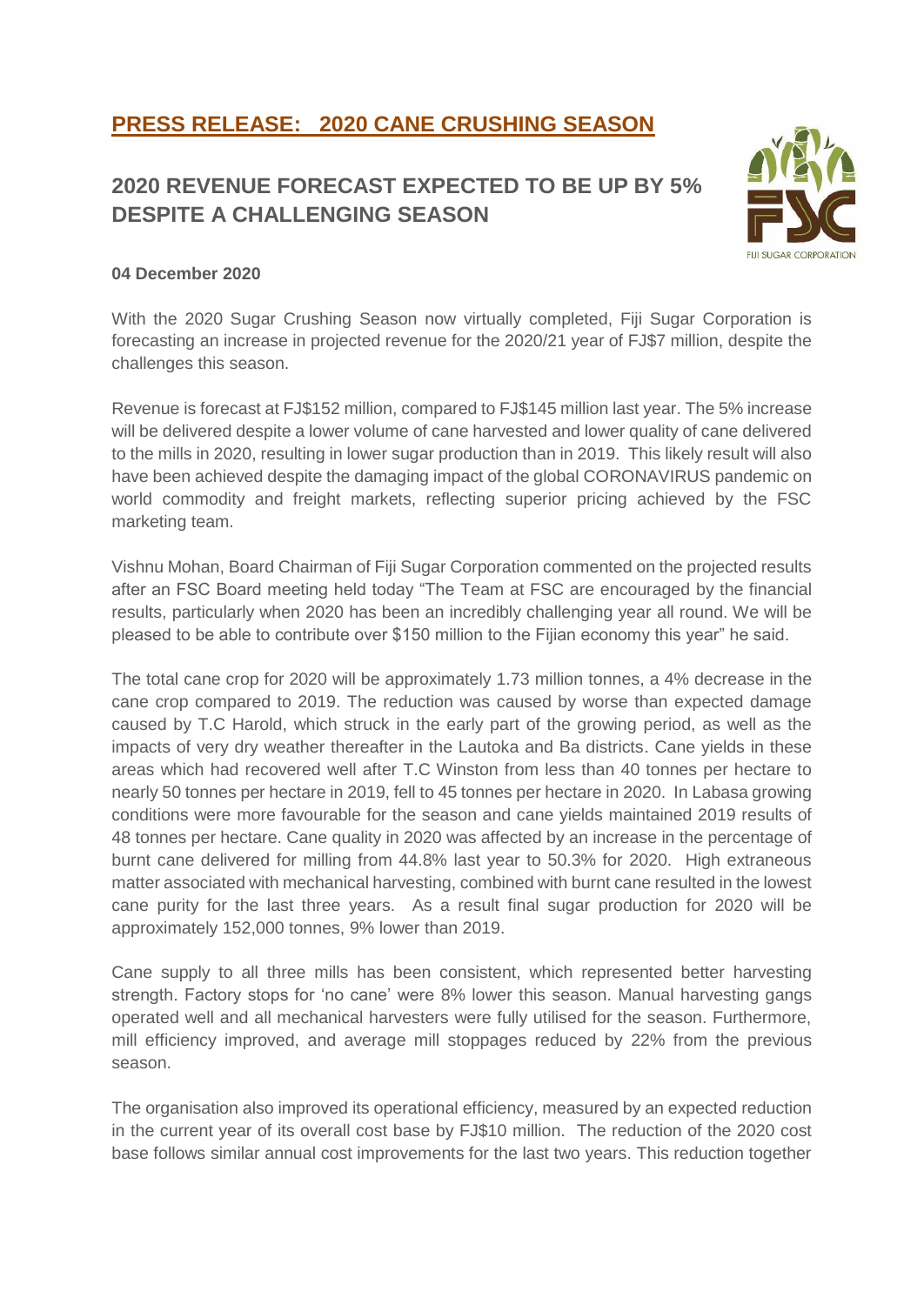# PRESS RELEASE: 2020 CANE CRUSHING SEASON

## 2020 REVENUE FORECAST EXPECTED TO BE UP BY 5% DESPITE A CHALLENGING SEASON

**04 December 2020**

With the 2020 Sugar Crushing Season now virtually completed, Fiji Sugar Corporation is forecasting an increase in projected revenue for the 2020/21 year of FJ$7 million, despite the challenges this season.

Revenue is forecast at FJ$152 million, compared to FJ$145 million last year. The 5% increase will be delivered despite a lower volume of cane harvested and lower quality of cane delivered to the mills in 2020, resulting in lower sugar production than in 2019. This likely result will also have been achieved despite the damaging impact of the global CORONAVIRUS pandemic on world commodity and freight markets, reflecting superior pricing achieved by the FSC marketing team.

Vishnu Mohan, Board Chairman of Fiji Sugar Corporation commented on the projected results after an FSC Board meeting held today "The Team at FSC are encouraged by the financial results, particularly when 2020 has been an incredibly challenging year all round. We will be pleased to be able to contribute over $150 million to the Fijian economy this year" he said.

The total cane crop for 2020 will be approximately 1.73 million tonnes, a 4% decrease in the cane crop compared to 2019. The reduction was caused by worse than expected damage caused by T.C Harold, which struck in the early part of the growing period, as well as the impacts of very dry weather thereafter in the Lautoka and Ba districts. Cane yields in these areas which had recovered well after T.C Winston from less than 40 tonnes per hectare to nearly 50 tonnes per hectare in 2019, fell to 45 tonnes per hectare in 2020. In Labasa growing conditions were more favourable for the season and cane yields maintained 2019 results of 48 tonnes per hectare. Cane quality in 2020 was affected by an increase in the percentage of burnt cane delivered for milling from 44.8% last year to 50.3% for 2020. High extraneous matter associated with mechanical harvesting, combined with burnt cane resulted in the lowest cane purity for the last three years. As a result final sugar production for 2020 will be approximately 152,000 tonnes, 9% lower than 2019.

Cane supply to all three mills has been consistent, which represented better harvesting strength. Factory stops for 'no cane' were 8% lower this season. Manual harvesting gangs operated well and all mechanical harvesters were fully utilised for the season. Furthermore, mill efficiency improved, and average mill stoppages reduced by 22% from the previous season.

The organisation also improved its operational efficiency, measured by an expected reduction in the current year of its overall cost base by FJ$10 million. The reduction of the 2020 cost base follows similar annual cost improvements for the last two years. This reduction together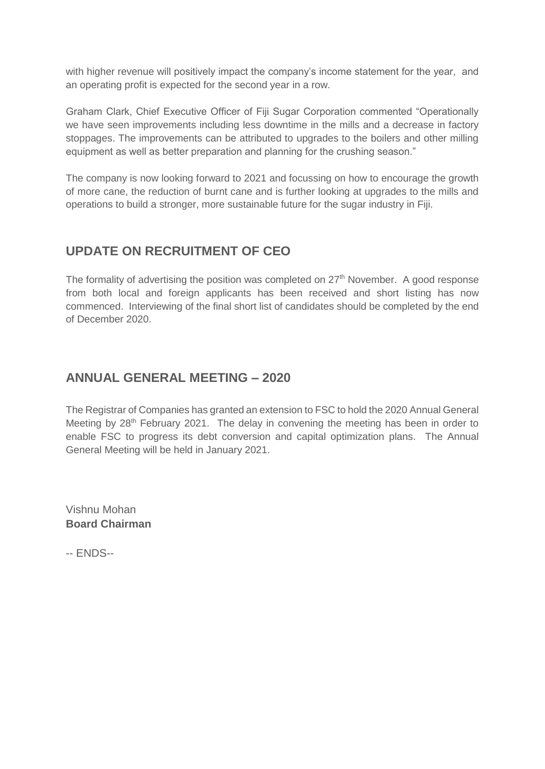with higher revenue will positively impact the company's income statement for the year, and an operating profit is expected for the second year in a row.

Graham Clark, Chief Executive Officer of Fiji Sugar Corporation commented "Operationally we have seen improvements including less downtime in the mills and a decrease in factory stoppages. The improvements can be attributed to upgrades to the boilers and other milling equipment as well as better preparation and planning for the crushing season."

The company is now looking forward to 2021 and focussing on how to encourage the growth of more cane, the reduction of burnt cane and is further looking at upgrades to the mills and operations to build a stronger, more sustainable future for the sugar industry in Fiji.

## UPDATE ON RECRUITMENT OF CEO

The formality of advertising the position was completed on 27th November. A good response from both local and foreign applicants has been received and short listing has now commenced. Interviewing of the final short list of candidates should be completed by the end of December 2020.

## ANNUAL GENERAL MEETING – 2020

The Registrar of Companies has granted an extension to FSC to hold the 2020 Annual General Meeting by 28th February 2021. The delay in convening the meeting has been in order to enable FSC to progress its debt conversion and capital optimization plans. The Annual General Meeting will be held in January 2021.

Vishnu Mohan
**Board Chairman**

-- ENDS--